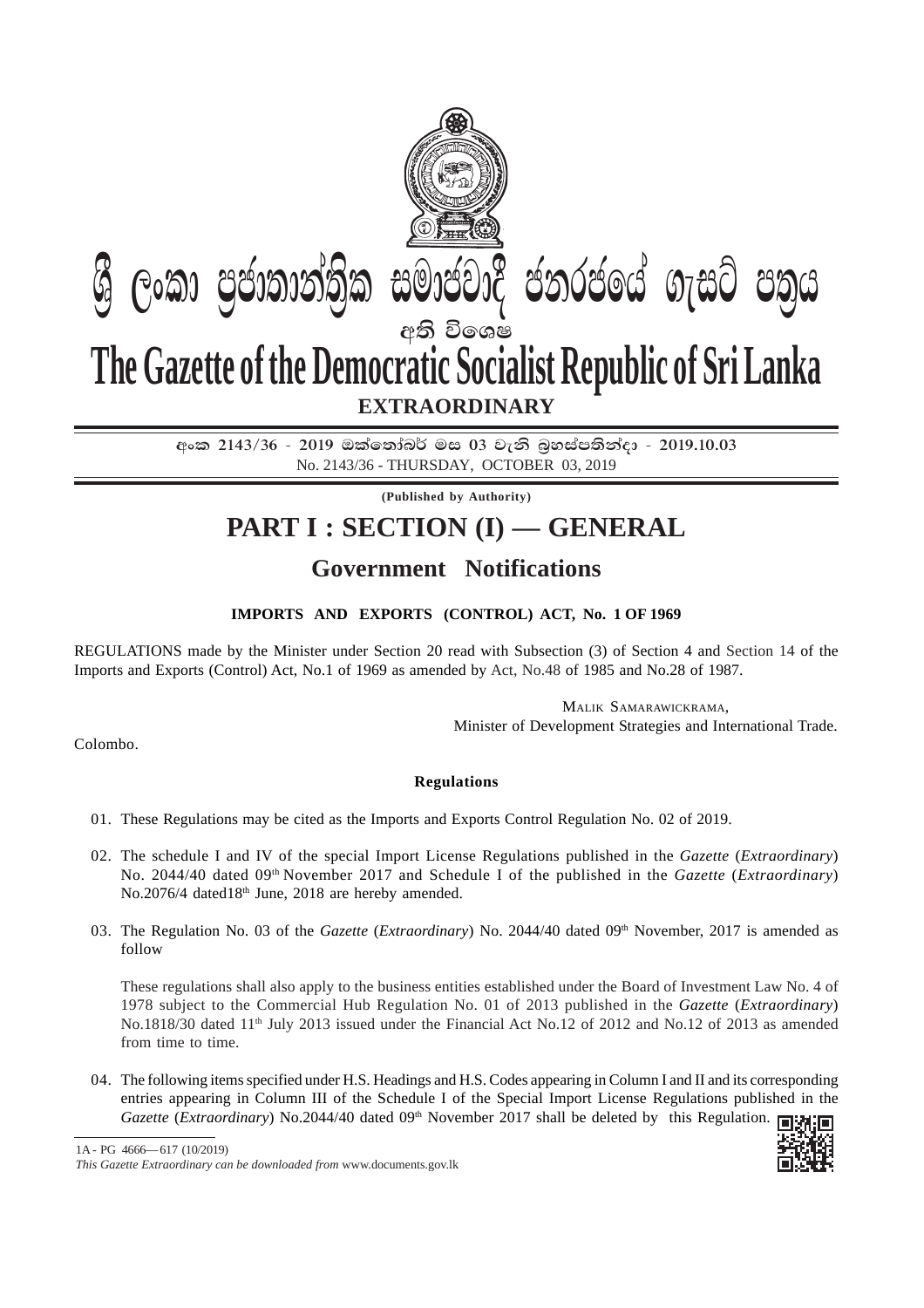# ශ්‍රී ලංකා ප්‍රජාතාන්ත්‍රික සමාජවාදී ජනරජයේ ගැසට් පත්‍රය

අති විශෙෂ

# The Gazette of the Democratic Socialist Republic of Sri Lanka

**EXTRAORDINARY**

**අංක 2143/36 - 2019 ඔක්තෝබර් මස 03 වැනි බ්‍රහස්පතින්දා - 2019.10.03**

No. 2143/36 - THURSDAY, OCTOBER 03, 2019

**(Published by Authority)**

# PART I : SECTION (I) — GENERAL

## Government Notifications

**IMPORTS AND EXPORTS (CONTROL) ACT, No. 1 OF 1969**

REGULATIONS made by the Minister under Section 20 read with Subsection (3) of Section 4 and Section 14 of the Imports and Exports (Control) Act, No.1 of 1969 as amended by Act, No.48 of 1985 and No.28 of 1987.

MALIK SAMARAWICKRAMA,
Minister of Development Strategies and International Trade.

Colombo.

**Regulations**

01. These Regulations may be cited as the Imports and Exports Control Regulation No. 02 of 2019.

02. The schedule I and IV of the special Import License Regulations published in the *Gazette* (*Extraordinary*) No. 2044/40 dated 09th November 2017 and Schedule I of the published in the *Gazette* (*Extraordinary*) No.2076/4 dated18th June, 2018 are hereby amended.

03. The Regulation No. 03 of the *Gazette* (*Extraordinary*) No. 2044/40 dated 09th November, 2017 is amended as follow

These regulations shall also apply to the business entities established under the Board of Investment Law No. 4 of 1978 subject to the Commercial Hub Regulation No. 01 of 2013 published in the *Gazette* (*Extraordinary*) No.1818/30 dated 11th July 2013 issued under the Financial Act No.12 of 2012 and No.12 of 2013 as amended from time to time.

04. The following items specified under H.S. Headings and H.S. Codes appearing in Column I and II and its corresponding entries appearing in Column III of the Schedule I of the Special Import License Regulations published in the *Gazette* (*Extraordinary*) No.2044/40 dated 09th November 2017 shall be deleted by this Regulation.

1A - PG 4666— 617 (10/2019)

*This Gazette Extraordinary can be downloaded from* www.documents.gov.lk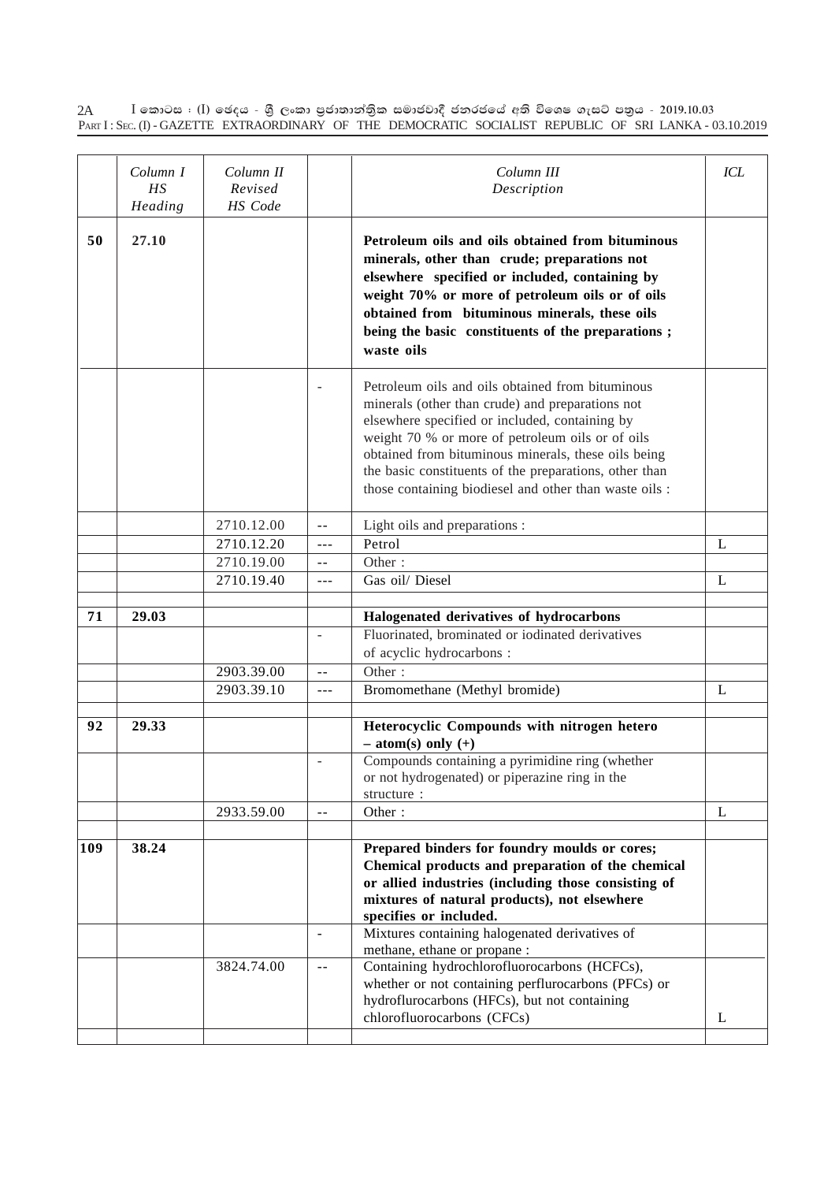| | Column I<br>HS<br>Heading | Column II<br>Revised<br>HS Code | | Column III<br>Description | ICL |
|---|---|---|---|---|---|
| **50** | **27.10** | | | **Petroleum oils and oils obtained from bituminous minerals, other than crude; preparations not elsewhere specified or included, containing by weight 70% or more of petroleum oils or of oils obtained from bituminous minerals, these oils being the basic constituents of the preparations ; waste oils** | |
| | | | - | Petroleum oils and oils obtained from bituminous minerals (other than crude) and preparations not elsewhere specified or included, containing by weight 70 % or more of petroleum oils or of oils obtained from bituminous minerals, these oils being the basic constituents of the preparations, other than those containing biodiesel and other than waste oils : | |
| | | 2710.12.00 | -- | Light oils and preparations : | |
| | | 2710.12.20 | --- | Petrol | L |
| | | 2710.19.00 | -- | Other : | |
| | | 2710.19.40 | --- | Gas oil/ Diesel | L |
| | | | | | |
| **71** | **29.03** | | | **Halogenated derivatives of hydrocarbons** | |
| | | | - | Fluorinated, brominated or iodinated derivatives of acyclic hydrocarbons : | |
| | | 2903.39.00 | -- | Other : | |
| | | 2903.39.10 | --- | Bromomethane (Methyl bromide) | L |
| | | | | | |
| **92** | **29.33** | | | **Heterocyclic Compounds with nitrogen hetero – atom(s) only (+)** | |
| | | | - | Compounds containing a pyrimidine ring (whether or not hydrogenated) or piperazine ring in the structure : | |
| | | 2933.59.00 | -- | Other : | L |
| | | | | | |
| **109** | **38.24** | | | **Prepared binders for foundry moulds or cores; Chemical products and preparation of the chemical or allied industries (including those consisting of mixtures of natural products), not elsewhere specifies or included.** | |
| | | | - | Mixtures containing halogenated derivatives of methane, ethane or propane : | |
| | | 3824.74.00 | -- | Containing hydrochlorofluorocarbons (HCFCs), whether or not containing perflurocarbons (PFCs) or hydroflurocarbons (HFCs), but not containing chlorofluorocarbons (CFCs) | L |
| | | | | | |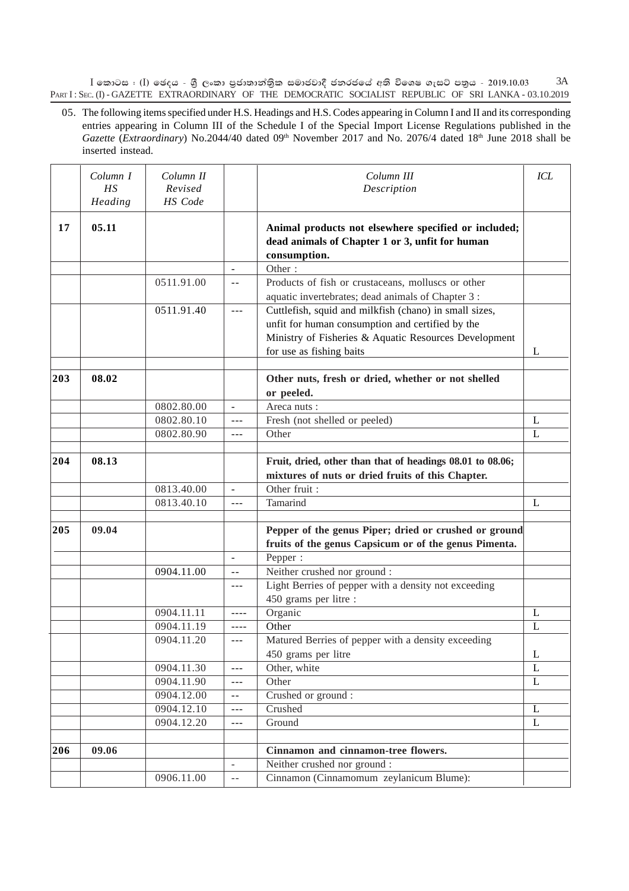05. The following items specified under H.S. Headings and H.S. Codes appearing in Column I and II and its corresponding entries appearing in Column III of the Schedule I of the Special Import License Regulations published in the *Gazette* (*Extraordinary*) No.2044/40 dated 09th November 2017 and No. 2076/4 dated 18th June 2018 shall be inserted instead.

| | *Column I HS Heading* | *Column II Revised HS Code* | | *Column III Description* | *ICL* |
|---|---|---|---|---|---|
| **17** | **05.11** | | | **Animal products not elsewhere specified or included; dead animals of Chapter 1 or 3, unfit for human consumption.** | |
| | | | - | Other : | |
| | | 0511.91.00 | -- | Products of fish or crustaceans, molluscs or other aquatic invertebrates; dead animals of Chapter 3 : | |
| | | 0511.91.40 | --- | Cuttlefish, squid and milkfish (chano) in small sizes, unfit for human consumption and certified by the Ministry of Fisheries & Aquatic Resources Development for use as fishing baits | L |
| | | | | | |
| **203** | **08.02** | | | **Other nuts, fresh or dried, whether or not shelled or peeled.** | |
| | | 0802.80.00 | - | Areca nuts : | |
| | | 0802.80.10 | --- | Fresh (not shelled or peeled) | L |
| | | 0802.80.90 | --- | Other | L |
| | | | | | |
| **204** | **08.13** | | | **Fruit, dried, other than that of headings 08.01 to 08.06; mixtures of nuts or dried fruits of this Chapter.** | |
| | | 0813.40.00 | - | Other fruit : | |
| | | 0813.40.10 | --- | Tamarind | L |
| | | | | | |
| **205** | **09.04** | | | **Pepper of the genus Piper; dried or crushed or ground fruits of the genus Capsicum or of the genus Pimenta.** | |
| | | | - | Pepper : | |
| | | 0904.11.00 | -- | Neither crushed nor ground : | |
| | | | --- | Light Berries of pepper with a density not exceeding 450 grams per litre : | |
| | | 0904.11.11 | ---- | Organic | L |
| | | 0904.11.19 | ---- | Other | L |
| | | 0904.11.20 | --- | Matured Berries of pepper with a density exceeding 450 grams per litre | L |
| | | 0904.11.30 | --- | Other, white | L |
| | | 0904.11.90 | --- | Other | L |
| | | 0904.12.00 | -- | Crushed or ground : | |
| | | 0904.12.10 | --- | Crushed | L |
| | | 0904.12.20 | --- | Ground | L |
| | | | | | |
| **206** | **09.06** | | | **Cinnamon and cinnamon-tree flowers.** | |
| | | | - | Neither crushed nor ground : | |
| | | 0906.11.00 | -- | Cinnamon (Cinnamomum zeylanicum Blume): | |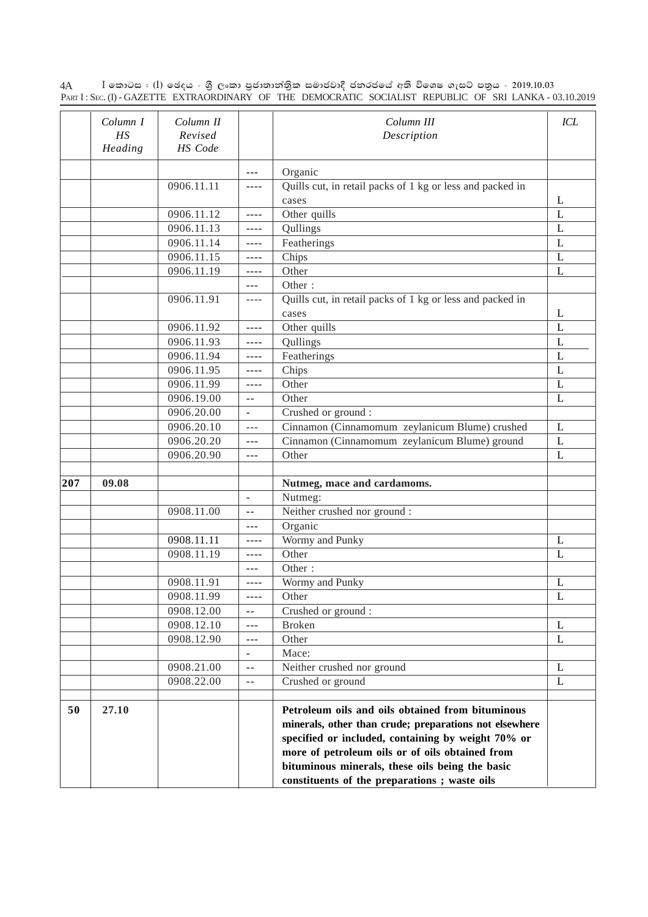| | Column I HS Heading | Column II Revised HS Code | | Column III Description | ICL |
|---|---|---|---|---|---|
| | | | --- | Organic | |
| | | 0906.11.11 | ---- | Quills cut, in retail packs of 1 kg or less and packed in cases | L |
| | | 0906.11.12 | ---- | Other quills | L |
| | | 0906.11.13 | ---- | Qullings | L |
| | | 0906.11.14 | ---- | Featherings | L |
| | | 0906.11.15 | ---- | Chips | L |
| | | 0906.11.19 | ---- | Other | L |
| | | | --- | Other : | |
| | | 0906.11.91 | ---- | Quills cut, in retail packs of 1 kg or less and packed in cases | L |
| | | 0906.11.92 | ---- | Other quills | L |
| | | 0906.11.93 | ---- | Qullings | L |
| | | 0906.11.94 | ---- | Featherings | L |
| | | 0906.11.95 | ---- | Chips | L |
| | | 0906.11.99 | ---- | Other | L |
| | | 0906.19.00 | -- | Other | L |
| | | 0906.20.00 | - | Crushed or ground : | |
| | | 0906.20.10 | --- | Cinnamon (Cinnamomum zeylanicum Blume) crushed | L |
| | | 0906.20.20 | --- | Cinnamon (Cinnamomum zeylanicum Blume) ground | L |
| | | 0906.20.90 | --- | Other | L |
| | | | | | |
| **207** | **09.08** | | | **Nutmeg, mace and cardamoms.** | |
| | | | - | Nutmeg: | |
| | | 0908.11.00 | -- | Neither crushed nor ground : | |
| | | | --- | Organic | |
| | | 0908.11.11 | ---- | Wormy and Punky | L |
| | | 0908.11.19 | ---- | Other | L |
| | | | --- | Other : | |
| | | 0908.11.91 | ---- | Wormy and Punky | L |
| | | 0908.11.99 | ---- | Other | L |
| | | 0908.12.00 | -- | Crushed or ground : | |
| | | 0908.12.10 | --- | Broken | L |
| | | 0908.12.90 | --- | Other | L |
| | | | - | Mace: | |
| | | 0908.21.00 | -- | Neither crushed nor ground | L |
| | | 0908.22.00 | -- | Crushed or ground | L |
| | | | | | |
| **50** | **27.10** | | | **Petroleum oils and oils obtained from bituminous minerals, other than crude; preparations not elsewhere specified or included, containing by weight 70% or more of petroleum oils or of oils obtained from bituminous minerals, these oils being the basic constituents of the preparations ; waste oils** | |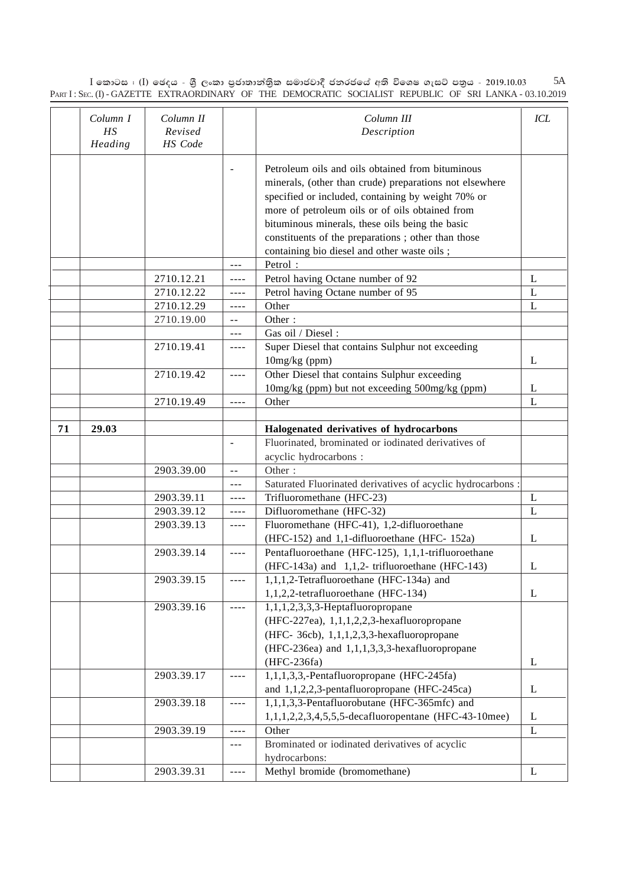| | Column I HS Heading | Column II Revised HS Code | | Column III Description | ICL |
|---|---|---|---|---|---|
| | | | - | Petroleum oils and oils obtained from bituminous minerals, (other than crude) preparations not elsewhere specified or included, containing by weight 70% or more of petroleum oils or of oils obtained from bituminous minerals, these oils being the basic constituents of the preparations ; other than those containing bio diesel and other waste oils ; | |
| | | | --- | Petrol : | |
| | | 2710.12.21 | ---- | Petrol having Octane number of 92 | L |
| | | 2710.12.22 | ---- | Petrol having Octane number of 95 | L |
| | | 2710.12.29 | ---- | Other | L |
| | | 2710.19.00 | -- | Other : | |
| | | | --- | Gas oil / Diesel : | |
| | | 2710.19.41 | ---- | Super Diesel that contains Sulphur not exceeding 10mg/kg (ppm) | L |
| | | 2710.19.42 | ---- | Other Diesel that contains Sulphur exceeding 10mg/kg (ppm) but not exceeding 500mg/kg (ppm) | L |
| | | 2710.19.49 | ---- | Other | L |
| | | | | | |
| **71** | **29.03** | | | **Halogenated derivatives of hydrocarbons** | |
| | | | - | Fluorinated, brominated or iodinated derivatives of acyclic hydrocarbons : | |
| | | 2903.39.00 | -- | Other : | |
| | | | --- | Saturated Fluorinated derivatives of acyclic hydrocarbons : | |
| | | 2903.39.11 | ---- | Trifluoromethane (HFC-23) | L |
| | | 2903.39.12 | ---- | Difluoromethane (HFC-32) | L |
| | | 2903.39.13 | ---- | Fluoromethane (HFC-41), 1,2-difluoroethane (HFC-152) and 1,1-difluoroethane (HFC- 152a) | L |
| | | 2903.39.14 | ---- | Pentafluoroethane (HFC-125), 1,1,1-trifluoroethane (HFC-143a) and 1,1,2- trifluoroethane (HFC-143) | L |
| | | 2903.39.15 | ---- | 1,1,1,2-Tetrafluoroethane (HFC-134a) and 1,1,2,2-tetrafluoroethane (HFC-134) | L |
| | | 2903.39.16 | ---- | 1,1,1,2,3,3,3-Heptafluoropropane (HFC-227ea), 1,1,1,2,2,3-hexafluoropropane (HFC- 36cb), 1,1,1,2,3,3-hexafluoropropane (HFC-236ea) and 1,1,1,3,3,3-hexafluoropropane (HFC-236fa) | L |
| | | 2903.39.17 | ---- | 1,1,1,3,3,-Pentafluoropropane (HFC-245fa) and 1,1,2,2,3-pentafluoropropane (HFC-245ca) | L |
| | | 2903.39.18 | ---- | 1,1,1,3,3-Pentafluorobutane (HFC-365mfc) and 1,1,1,2,2,3,4,5,5,5-decafluoropentane (HFC-43-10mee) | L |
| | | 2903.39.19 | ---- | Other | L |
| | | | --- | Brominated or iodinated derivatives of acyclic hydrocarbons: | |
| | | 2903.39.31 | ---- | Methyl bromide (bromomethane) | L |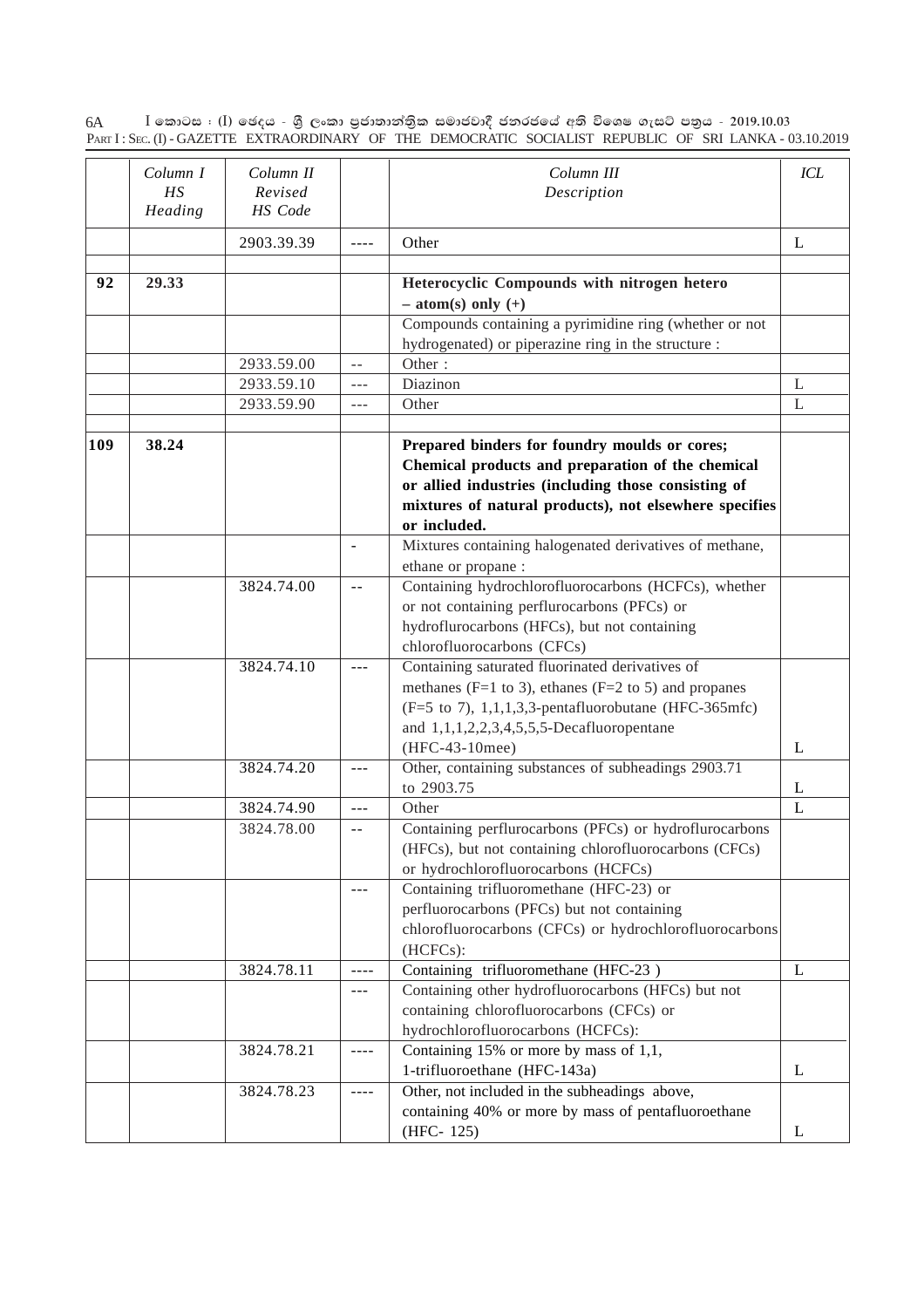| | Column I HS Heading | Column II Revised HS Code | | Column III Description | ICL |
|---|---|---|---|---|---|
| | | 2903.39.39 | ---- | Other | L |
| | | | | | |
| **92** | **29.33** | | | **Heterocyclic Compounds with nitrogen hetero – atom(s) only (+)** | |
| | | | | Compounds containing a pyrimidine ring (whether or not hydrogenated) or piperazine ring in the structure : | |
| | | 2933.59.00 | -- | Other : | |
| | | 2933.59.10 | --- | Diazinon | L |
| | | 2933.59.90 | --- | Other | L |
| | | | | | |
| **109** | **38.24** | | | **Prepared binders for foundry moulds or cores; Chemical products and preparation of the chemical or allied industries (including those consisting of mixtures of natural products), not elsewhere specifies or included.** | |
| | | | - | Mixtures containing halogenated derivatives of methane, ethane or propane : | |
| | | 3824.74.00 | -- | Containing hydrochlorofluorocarbons (HCFCs), whether or not containing perflurocarbons (PFCs) or hydroflurocarbons (HFCs), but not containing chlorofluorocarbons (CFCs) | |
| | | 3824.74.10 | --- | Containing saturated fluorinated derivatives of methanes (F=1 to 3), ethanes (F=2 to 5) and propanes (F=5 to 7), 1,1,1,3,3-pentafluorobutane (HFC-365mfc) and 1,1,1,2,2,3,4,5,5,5-Decafluoropentane (HFC-43-10mee) | L |
| | | 3824.74.20 | --- | Other, containing substances of subheadings 2903.71 to 2903.75 | L |
| | | 3824.74.90 | --- | Other | L |
| | | 3824.78.00 | -- | Containing perflurocarbons (PFCs) or hydroflurocarbons (HFCs), but not containing chlorofluorocarbons (CFCs) or hydrochlorofluorocarbons (HCFCs) | |
| | | | --- | Containing trifluoromethane (HFC-23) or perfluorocarbons (PFCs) but not containing chlorofluorocarbons (CFCs) or hydrochlorofluorocarbons (HCFCs): | |
| | | 3824.78.11 | ---- | Containing trifluoromethane (HFC-23 ) | L |
| | | | --- | Containing other hydrofluorocarbons (HFCs) but not containing chlorofluorocarbons (CFCs) or hydrochlorofluorocarbons (HCFCs): | |
| | | 3824.78.21 | ---- | Containing 15% or more by mass of 1,1, 1-trifluoroethane (HFC-143a) | L |
| | | 3824.78.23 | ---- | Other, not included in the subheadings above, containing 40% or more by mass of pentafluoroethane (HFC- 125) | L |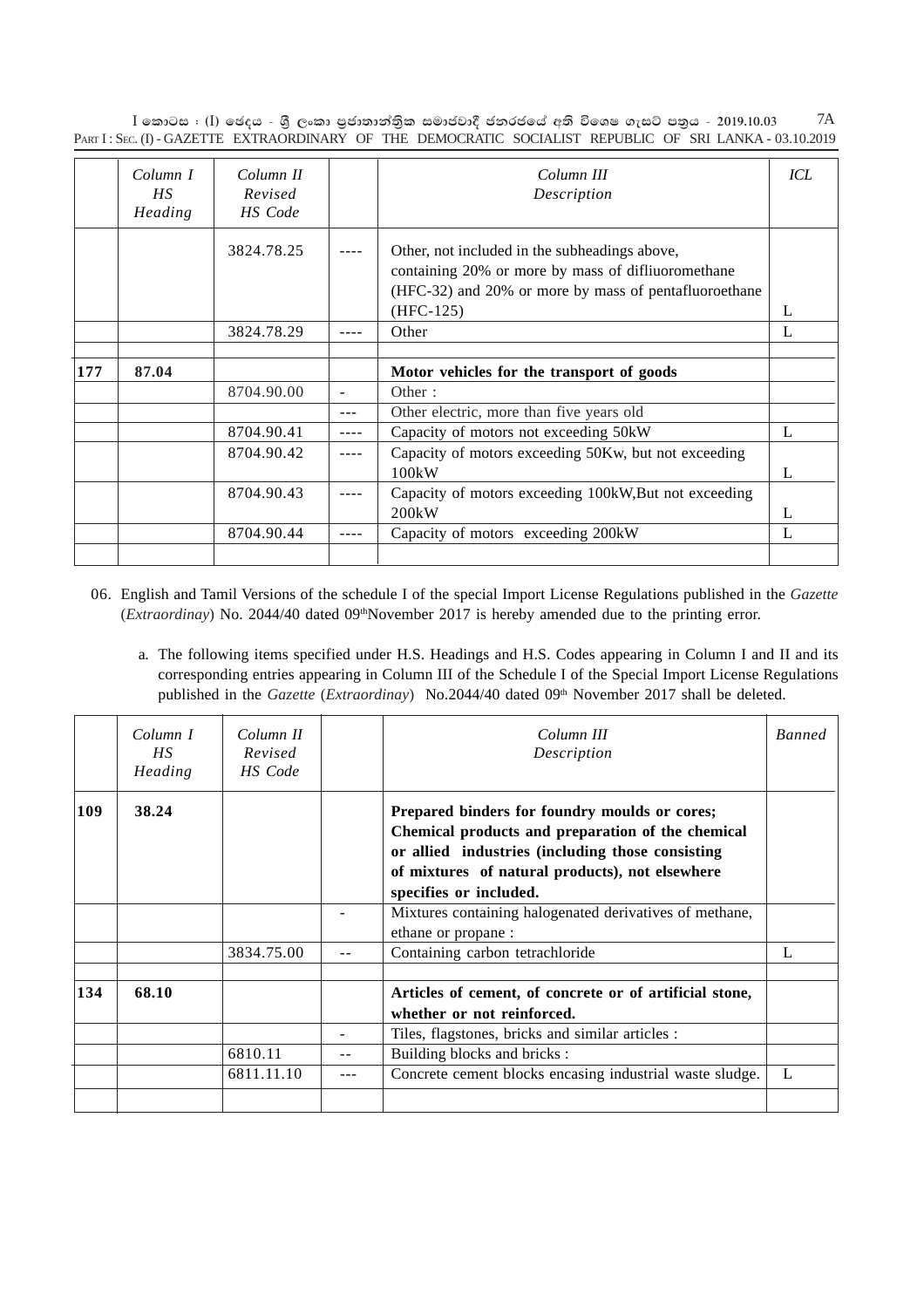| | Column I HS Heading | Column II Revised HS Code | | Column III Description | ICL |
|---|---|---|---|---|---|
| | | 3824.78.25 | ---- | Other, not included in the subheadings above, containing 20% or more by mass of difliuoromethane (HFC-32) and 20% or more by mass of pentafluoroethane (HFC-125) | L |
| | | 3824.78.29 | ---- | Other | L |
| | | | | | |
| 177 | 87.04 | | | **Motor vehicles for the transport of goods** | |
| | | 8704.90.00 | - | Other : | |
| | | | --- | Other electric, more than five years old | |
| | | 8704.90.41 | ---- | Capacity of motors not exceeding 50kW | L |
| | | 8704.90.42 | ---- | Capacity of motors exceeding 50Kw, but not exceeding 100kW | L |
| | | 8704.90.43 | ---- | Capacity of motors exceeding 100kW,But not exceeding 200kW | L |
| | | 8704.90.44 | ---- | Capacity of motors exceeding 200kW | L |
| | | | | | |

06. English and Tamil Versions of the schedule I of the special Import License Regulations published in the *Gazette* (*Extraordinay*) No. 2044/40 dated 09[th]November 2017 is hereby amended due to the printing error.

a. The following items specified under H.S. Headings and H.S. Codes appearing in Column I and II and its corresponding entries appearing in Column III of the Schedule I of the Special Import License Regulations published in the *Gazette* (*Extraordinay*) No.2044/40 dated 09[th] November 2017 shall be deleted.

| | Column I HS Heading | Column II Revised HS Code | | Column III Description | Banned |
|---|---|---|---|---|---|
| 109 | 38.24 | | | **Prepared binders for foundry moulds or cores; Chemical products and preparation of the chemical or allied industries (including those consisting of mixtures of natural products), not elsewhere specifies or included.** | |
| | | | - | Mixtures containing halogenated derivatives of methane, ethane or propane : | |
| | | 3834.75.00 | -- | Containing carbon tetrachloride | L |
| | | | | | |
| 134 | 68.10 | | | **Articles of cement, of concrete or of artificial stone, whether or not reinforced.** | |
| | | | - | Tiles, flagstones, bricks and similar articles : | |
| | | 6810.11 | -- | Building blocks and bricks : | |
| | | 6811.11.10 | --- | Concrete cement blocks encasing industrial waste sludge. | L |
| | | | | | |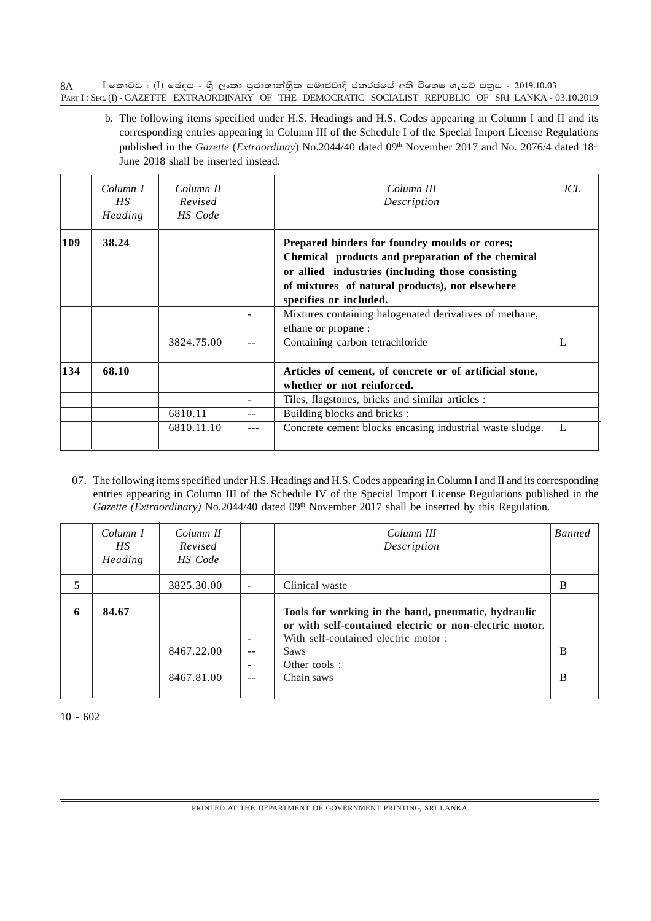b. The following items specified under H.S. Headings and H.S. Codes appearing in Column I and II and its corresponding entries appearing in Column III of the Schedule I of the Special Import License Regulations published in the *Gazette* (*Extraordinay*) No.2044/40 dated 09th November 2017 and No. 2076/4 dated 18th June 2018 shall be inserted instead.

| | *Column I HS Heading* | *Column II Revised HS Code* | | *Column III Description* | *ICL* |
|---|---|---|---|---|---|
| **109** | **38.24** | | | **Prepared binders for foundry moulds or cores; Chemical products and preparation of the chemical or allied industries (including those consisting of mixtures of natural products), not elsewhere specifies or included.** | |
| | | | - | Mixtures containing halogenated derivatives of methane, ethane or propane : | |
| | | 3824.75.00 | -- | Containing carbon tetrachloride | L |
| | | | | | |
| **134** | **68.10** | | | **Articles of cement, of concrete or of artificial stone, whether or not reinforced.** | |
| | | | - | Tiles, flagstones, bricks and similar articles : | |
| | | 6810.11 | -- | Building blocks and bricks : | |
| | | 6810.11.10 | --- | Concrete cement blocks encasing industrial waste sludge. | L |
| | | | | | |

07. The following items specified under H.S. Headings and H.S. Codes appearing in Column I and II and its corresponding entries appearing in Column III of the Schedule IV of the Special Import License Regulations published in the *Gazette (Extraordinary)* No.2044/40 dated 09th November 2017 shall be inserted by this Regulation.

| | *Column I HS Heading* | *Column II Revised HS Code* | | *Column III Description* | *Banned* |
|---|---|---|---|---|---|
| 5 | | 3825.30.00 | - | Clinical waste | B |
| | | | | | |
| **6** | **84.67** | | | **Tools for working in the hand, pneumatic, hydraulic or with self-contained electric or non-electric motor.** | |
| | | | - | With self-contained electric motor : | |
| | | 8467.22.00 | -- | Saws | B |
| | | | - | Other tools : | |
| | | 8467.81.00 | -- | Chain saws | B |
| | | | | | |

10 - 602

PRINTED AT THE DEPARTMENT OF GOVERNMENT PRINTING, SRI LANKA.